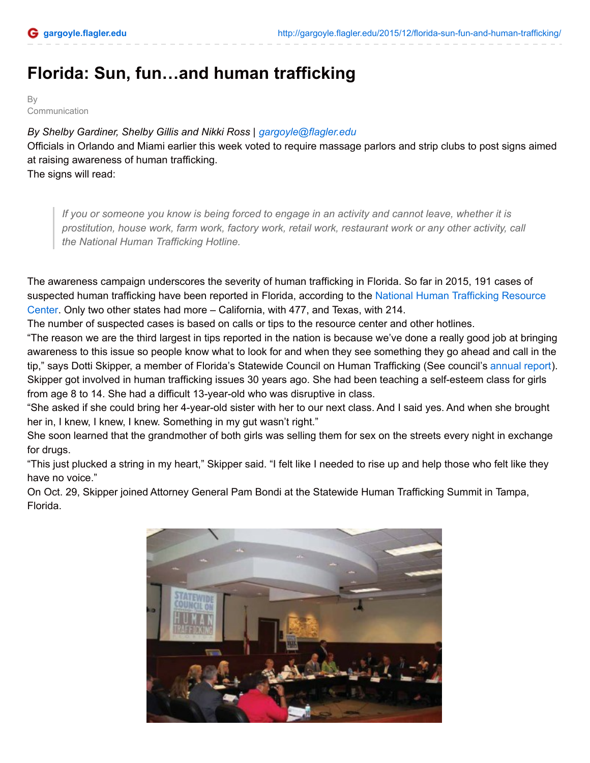# Florida: Sun, fun…and human trafficking

By
Communication

*By Shelby Gardiner, Shelby Gillis and Nikki Ross | gargoyle@flagler.edu*

Officials in Orlando and Miami earlier this week voted to require massage parlors and strip clubs to post signs aimed at raising awareness of human trafficking.

The signs will read:

> *If you or someone you know is being forced to engage in an activity and cannot leave, whether it is prostitution, house work, farm work, factory work, retail work, restaurant work or any other activity, call the National Human Trafficking Hotline.*

The awareness campaign underscores the severity of human trafficking in Florida. So far in 2015, 191 cases of suspected human trafficking have been reported in Florida, according to the National Human Trafficking Resource Center. Only two other states had more – California, with 477, and Texas, with 214.

The number of suspected cases is based on calls or tips to the resource center and other hotlines.

"The reason we are the third largest in tips reported in the nation is because we've done a really good job at bringing awareness to this issue so people know what to look for and when they see something they go ahead and call in the tip," says Dotti Skipper, a member of Florida's Statewide Council on Human Trafficking (See council's annual report).

Skipper got involved in human trafficking issues 30 years ago. She had been teaching a self-esteem class for girls from age 8 to 14. She had a difficult 13-year-old who was disruptive in class.

"She asked if she could bring her 4-year-old sister with her to our next class. And I said yes. And when she brought her in, I knew, I knew, I knew. Something in my gut wasn't right."

She soon learned that the grandmother of both girls was selling them for sex on the streets every night in exchange for drugs.

"This just plucked a string in my heart," Skipper said. "I felt like I needed to rise up and help those who felt like they have no voice."

On Oct. 29, Skipper joined Attorney General Pam Bondi at the Statewide Human Trafficking Summit in Tampa, Florida.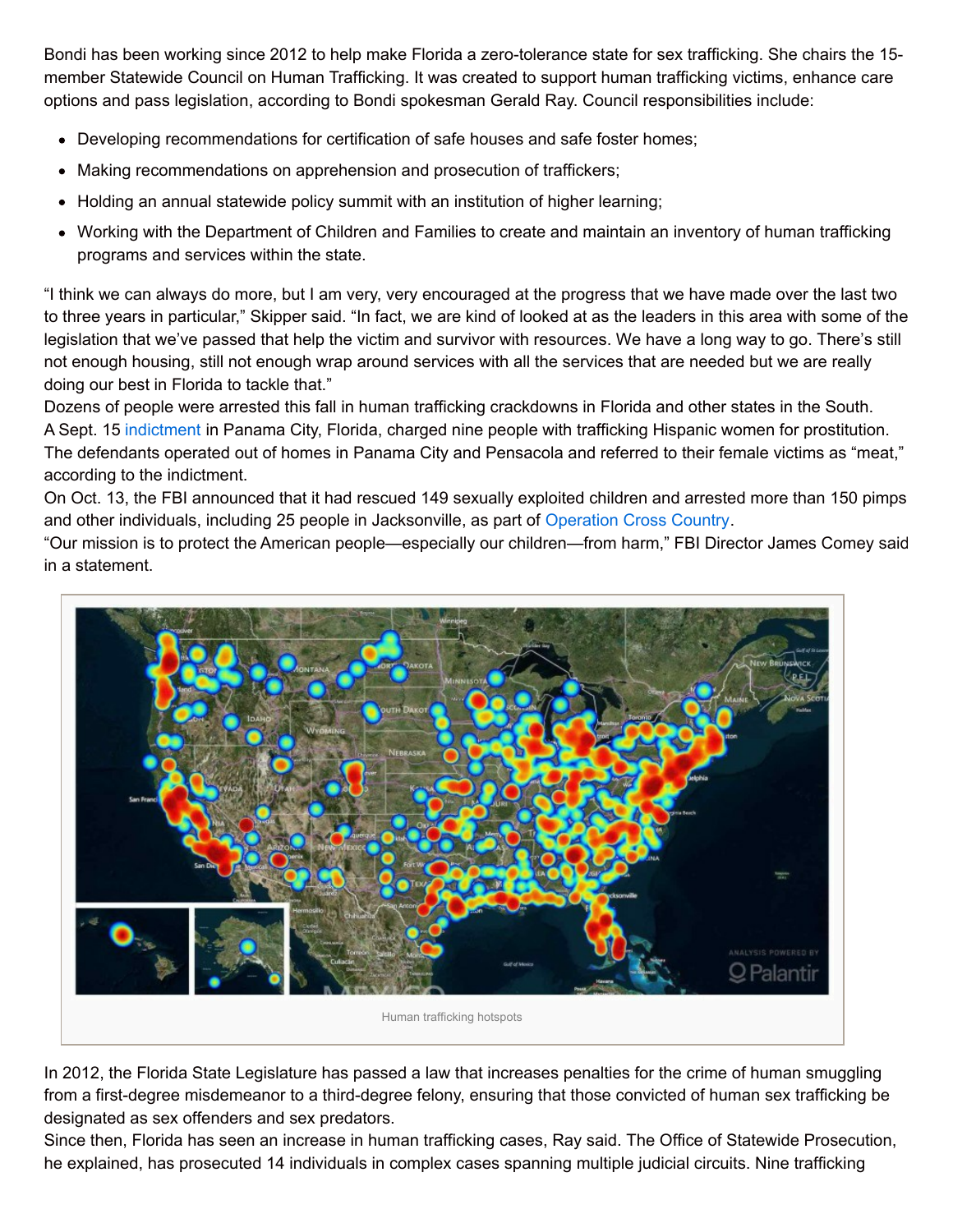Bondi has been working since 2012 to help make Florida a zero-tolerance state for sex trafficking. She chairs the 15-member Statewide Council on Human Trafficking. It was created to support human trafficking victims, enhance care options and pass legislation, according to Bondi spokesman Gerald Ray. Council responsibilities include:

- Developing recommendations for certification of safe houses and safe foster homes;
- Making recommendations on apprehension and prosecution of traffickers;
- Holding an annual statewide policy summit with an institution of higher learning;
- Working with the Department of Children and Families to create and maintain an inventory of human trafficking programs and services within the state.

"I think we can always do more, but I am very, very encouraged at the progress that we have made over the last two to three years in particular," Skipper said. "In fact, we are kind of looked at as the leaders in this area with some of the legislation that we've passed that help the victim and survivor with resources. We have a long way to go. There's still not enough housing, still not enough wrap around services with all the services that are needed but we are really doing our best in Florida to tackle that."

Dozens of people were arrested this fall in human trafficking crackdowns in Florida and other states in the South. A Sept. 15 indictment in Panama City, Florida, charged nine people with trafficking Hispanic women for prostitution. The defendants operated out of homes in Panama City and Pensacola and referred to their female victims as "meat," according to the indictment.

On Oct. 13, the FBI announced that it had rescued 149 sexually exploited children and arrested more than 150 pimps and other individuals, including 25 people in Jacksonville, as part of Operation Cross Country.

"Our mission is to protect the American people—especially our children—from harm," FBI Director James Comey said in a statement.

Human trafficking hotspots

In 2012, the Florida State Legislature has passed a law that increases penalties for the crime of human smuggling from a first-degree misdemeanor to a third-degree felony, ensuring that those convicted of human sex trafficking be designated as sex offenders and sex predators.

Since then, Florida has seen an increase in human trafficking cases, Ray said. The Office of Statewide Prosecution, he explained, has prosecuted 14 individuals in complex cases spanning multiple judicial circuits. Nine trafficking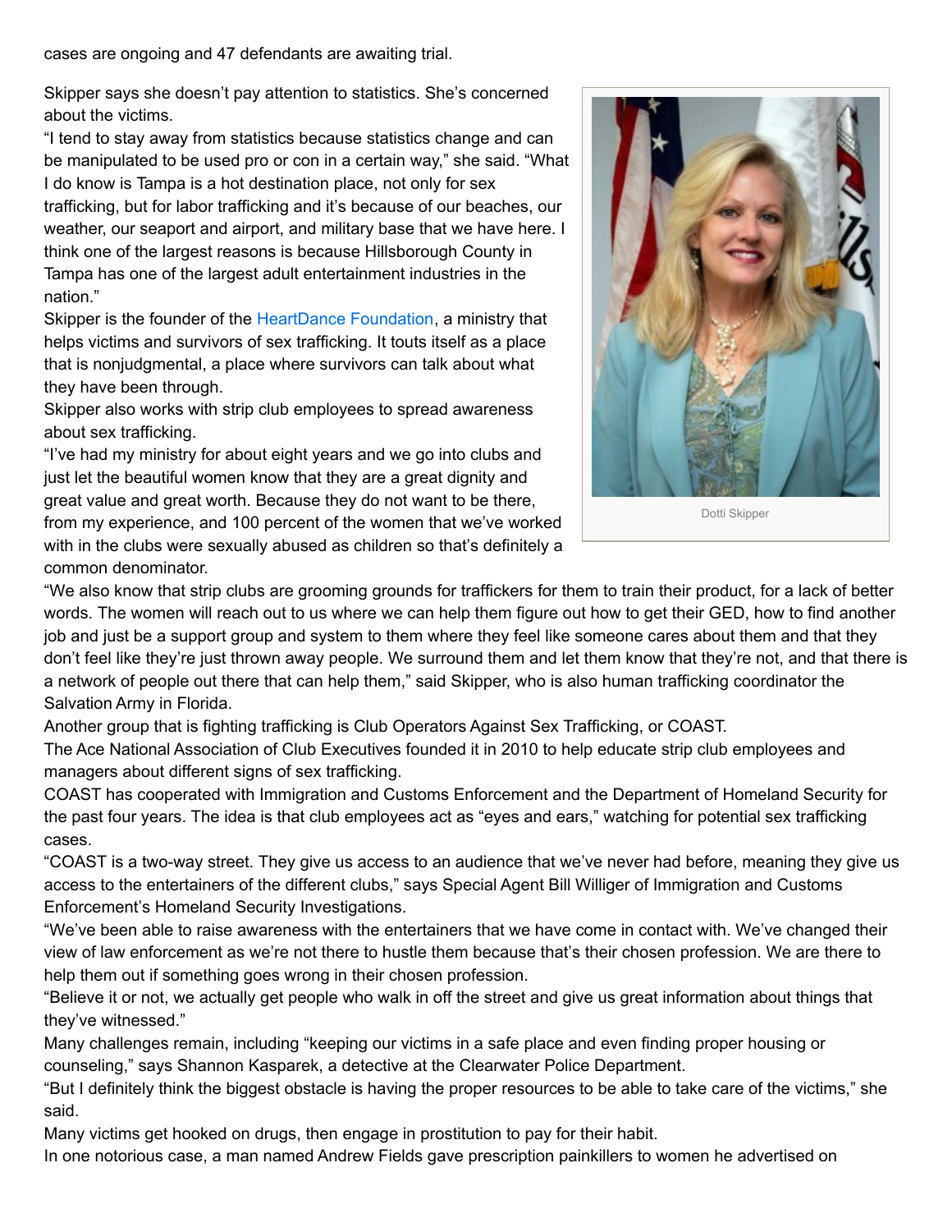cases are ongoing and 47 defendants are awaiting trial.

Skipper says she doesn't pay attention to statistics. She's concerned about the victims.

"I tend to stay away from statistics because statistics change and can be manipulated to be used pro or con in a certain way," she said. "What I do know is Tampa is a hot destination place, not only for sex trafficking, but for labor trafficking and it's because of our beaches, our weather, our seaport and airport, and military base that we have here. I think one of the largest reasons is because Hillsborough County in Tampa has one of the largest adult entertainment industries in the nation."

Dotti Skipper

Skipper is the founder of the HeartDance Foundation, a ministry that helps victims and survivors of sex trafficking. It touts itself as a place that is nonjudgmental, a place where survivors can talk about what they have been through.

Skipper also works with strip club employees to spread awareness about sex trafficking.

"I've had my ministry for about eight years and we go into clubs and just let the beautiful women know that they are a great dignity and great value and great worth. Because they do not want to be there, from my experience, and 100 percent of the women that we've worked with in the clubs were sexually abused as children so that's definitely a common denominator.

"We also know that strip clubs are grooming grounds for traffickers for them to train their product, for a lack of better words. The women will reach out to us where we can help them figure out how to get their GED, how to find another job and just be a support group and system to them where they feel like someone cares about them and that they don't feel like they're just thrown away people. We surround them and let them know that they're not, and that there is a network of people out there that can help them," said Skipper, who is also human trafficking coordinator the Salvation Army in Florida.

Another group that is fighting trafficking is Club Operators Against Sex Trafficking, or COAST.

The Ace National Association of Club Executives founded it in 2010 to help educate strip club employees and managers about different signs of sex trafficking.

COAST has cooperated with Immigration and Customs Enforcement and the Department of Homeland Security for the past four years. The idea is that club employees act as "eyes and ears," watching for potential sex trafficking cases.

"COAST is a two-way street. They give us access to an audience that we've never had before, meaning they give us access to the entertainers of the different clubs," says Special Agent Bill Williger of Immigration and Customs Enforcement's Homeland Security Investigations.

"We've been able to raise awareness with the entertainers that we have come in contact with. We've changed their view of law enforcement as we're not there to hustle them because that's their chosen profession. We are there to help them out if something goes wrong in their chosen profession.

"Believe it or not, we actually get people who walk in off the street and give us great information about things that they've witnessed."

Many challenges remain, including "keeping our victims in a safe place and even finding proper housing or counseling," says Shannon Kasparek, a detective at the Clearwater Police Department.

"But I definitely think the biggest obstacle is having the proper resources to be able to take care of the victims," she said.

Many victims get hooked on drugs, then engage in prostitution to pay for their habit.

In one notorious case, a man named Andrew Fields gave prescription painkillers to women he advertised on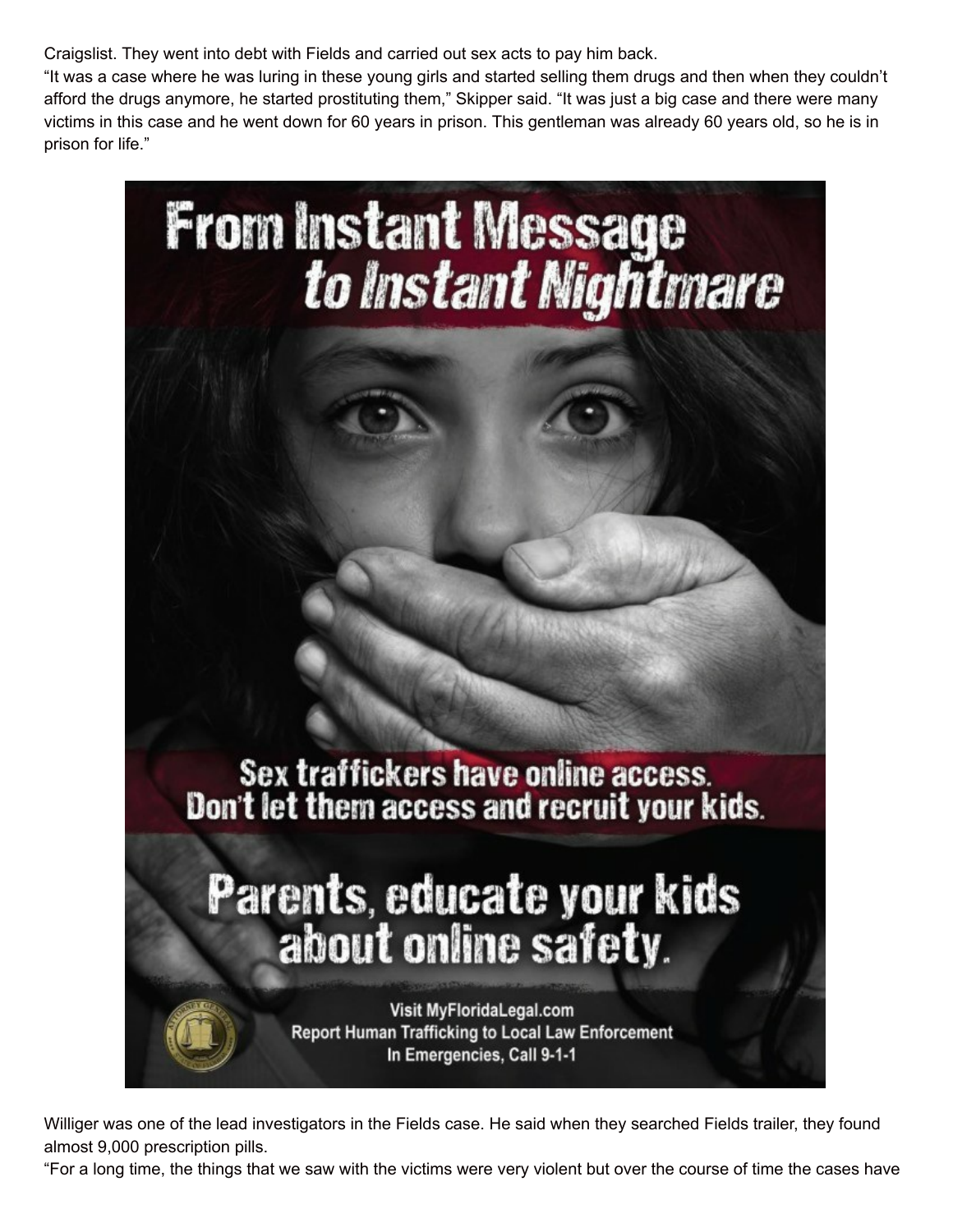Craigslist. They went into debt with Fields and carried out sex acts to pay him back.

"It was a case where he was luring in these young girls and started selling them drugs and then when they couldn't afford the drugs anymore, he started prostituting them," Skipper said. "It was just a big case and there were many victims in this case and he went down for 60 years in prison. This gentleman was already 60 years old, so he is in prison for life."

**From Instant Message**
***to Instant Nightmare***

**Sex traffickers have online access.**
**Don't let them access and recruit your kids.**

**Parents, educate your kids about online safety.**

Visit MyFloridaLegal.com
Report Human Trafficking to Local Law Enforcement
In Emergencies, Call 9-1-1

Williger was one of the lead investigators in the Fields case. He said when they searched Fields trailer, they found almost 9,000 prescription pills.

"For a long time, the things that we saw with the victims were very violent but over the course of time the cases have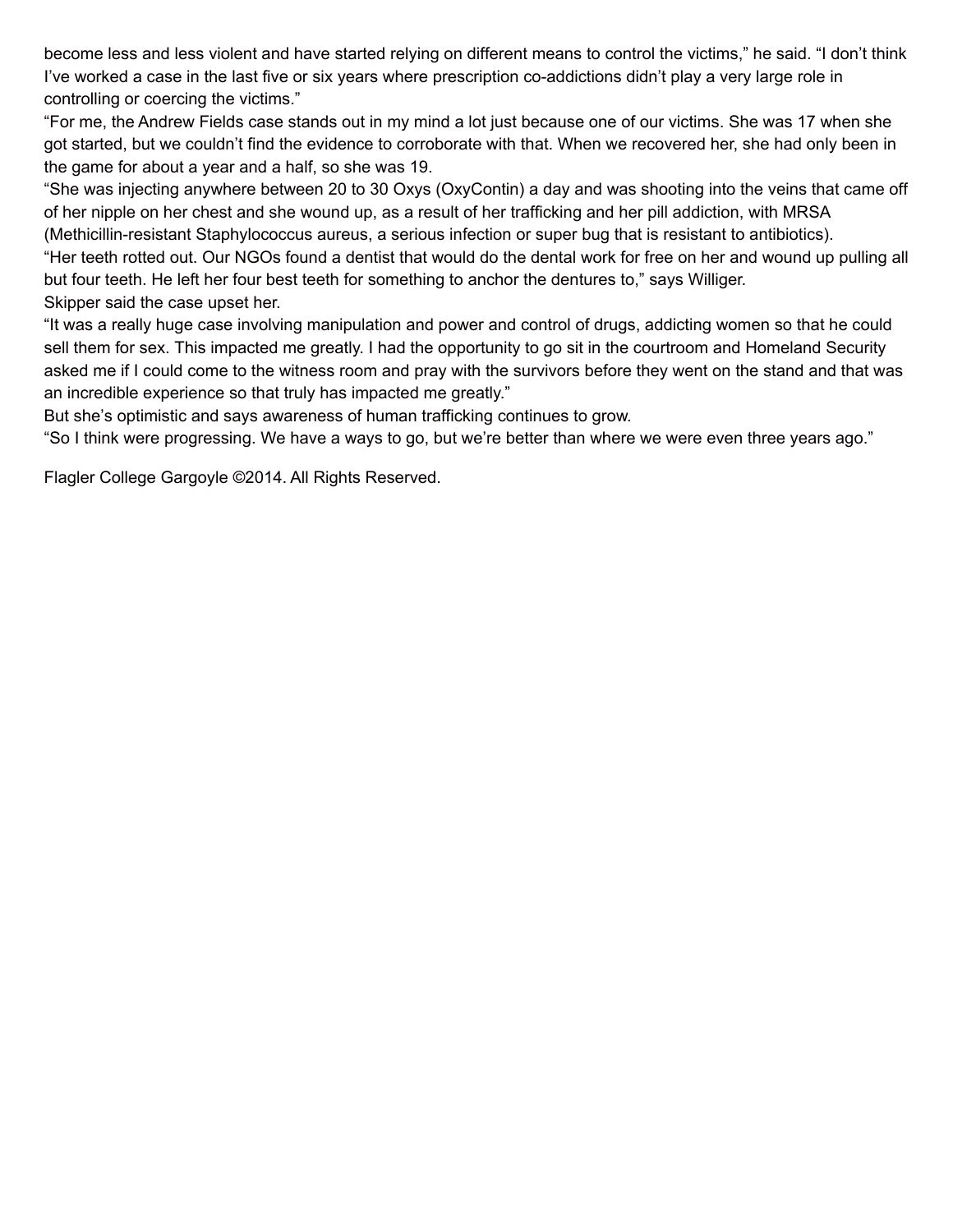become less and less violent and have started relying on different means to control the victims," he said. "I don't think I've worked a case in the last five or six years where prescription co-addictions didn't play a very large role in controlling or coercing the victims."

"For me, the Andrew Fields case stands out in my mind a lot just because one of our victims. She was 17 when she got started, but we couldn't find the evidence to corroborate with that. When we recovered her, she had only been in the game for about a year and a half, so she was 19.

"She was injecting anywhere between 20 to 30 Oxys (OxyContin) a day and was shooting into the veins that came off of her nipple on her chest and she wound up, as a result of her trafficking and her pill addiction, with MRSA (Methicillin-resistant Staphylococcus aureus, a serious infection or super bug that is resistant to antibiotics).

"Her teeth rotted out. Our NGOs found a dentist that would do the dental work for free on her and wound up pulling all but four teeth. He left her four best teeth for something to anchor the dentures to," says Williger.

Skipper said the case upset her.

"It was a really huge case involving manipulation and power and control of drugs, addicting women so that he could sell them for sex. This impacted me greatly. I had the opportunity to go sit in the courtroom and Homeland Security asked me if I could come to the witness room and pray with the survivors before they went on the stand and that was an incredible experience so that truly has impacted me greatly."

But she's optimistic and says awareness of human trafficking continues to grow.

"So I think were progressing. We have a ways to go, but we're better than where we were even three years ago."

Flagler College Gargoyle ©2014. All Rights Reserved.